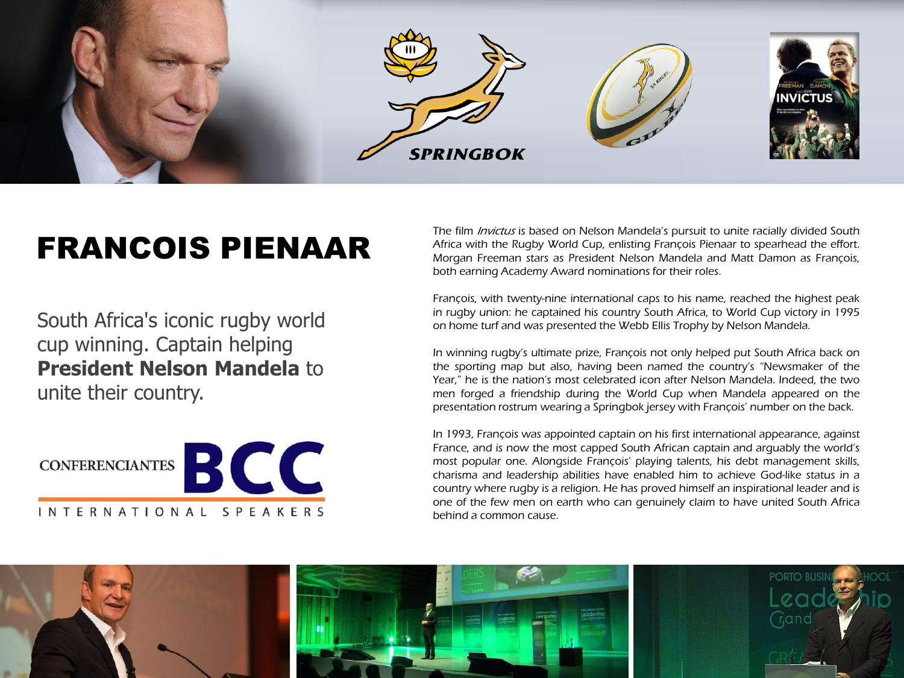# FRANCOIS PIENAAR

South Africa's iconic rugby world cup winning. Captain helping **President Nelson Mandela** to unite their country.

CONFERENCIANTES BCC

INTERNATIONAL SPEAKERS

The film *Invictus* is based on Nelson Mandela's pursuit to unite racially divided South Africa with the Rugby World Cup, enlisting François Pienaar to spearhead the effort. Morgan Freeman stars as President Nelson Mandela and Matt Damon as François, both earning Academy Award nominations for their roles.

François, with twenty-nine international caps to his name, reached the highest peak in rugby union: he captained his country South Africa, to World Cup victory in 1995 on home turf and was presented the Webb Ellis Trophy by Nelson Mandela.

In winning rugby's ultimate prize, François not only helped put South Africa back on the sporting map but also, having been named the country's "Newsmaker of the Year," he is the nation's most celebrated icon after Nelson Mandela. Indeed, the two men forged a friendship during the World Cup when Mandela appeared on the presentation rostrum wearing a Springbok jersey with François' number on the back.

In 1993, François was appointed captain on his first international appearance, against France, and is now the most capped South African captain and arguably the world's most popular one. Alongside François' playing talents, his debt management skills, charisma and leadership abilities have enabled him to achieve God-like status in a country where rugby is a religion. He has proved himself an inspirational leader and is one of the few men on earth who can genuinely claim to have united South Africa behind a common cause.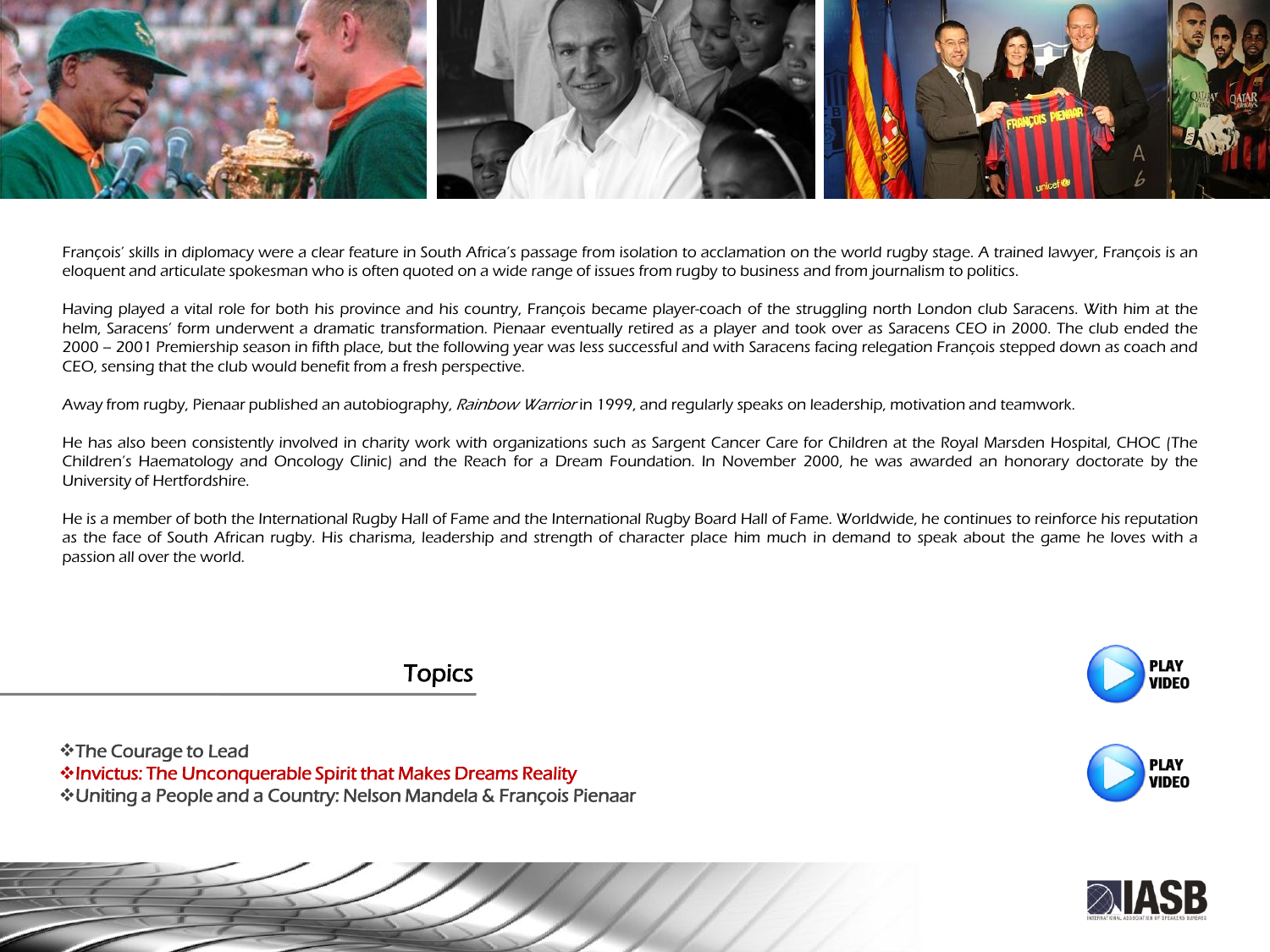François' skills in diplomacy were a clear feature in South Africa's passage from isolation to acclamation on the world rugby stage. A trained lawyer, François is an eloquent and articulate spokesman who is often quoted on a wide range of issues from rugby to business and from journalism to politics.

Having played a vital role for both his province and his country, François became player-coach of the struggling north London club Saracens. With him at the helm, Saracens' form underwent a dramatic transformation. Pienaar eventually retired as a player and took over as Saracens CEO in 2000. The club ended the 2000 – 2001 Premiership season in fifth place, but the following year was less successful and with Saracens facing relegation François stepped down as coach and CEO, sensing that the club would benefit from a fresh perspective.

Away from rugby, Pienaar published an autobiography, *Rainbow Warrior* in 1999, and regularly speaks on leadership, motivation and teamwork.

He has also been consistently involved in charity work with organizations such as Sargent Cancer Care for Children at the Royal Marsden Hospital, CHOC (The Children's Haematology and Oncology Clinic) and the Reach for a Dream Foundation. In November 2000, he was awarded an honorary doctorate by the University of Hertfordshire.

He is a member of both the International Rugby Hall of Fame and the International Rugby Board Hall of Fame. Worldwide, he continues to reinforce his reputation as the face of South African rugby. His charisma, leadership and strength of character place him much in demand to speak about the game he loves with a passion all over the world.

## Topics

PLAY VIDEO

PLAY VIDEO

- The Courage to Lead
- Invictus: The Unconquerable Spirit that Makes Dreams Reality
- Uniting a People and a Country: Nelson Mandela & François Pienaar